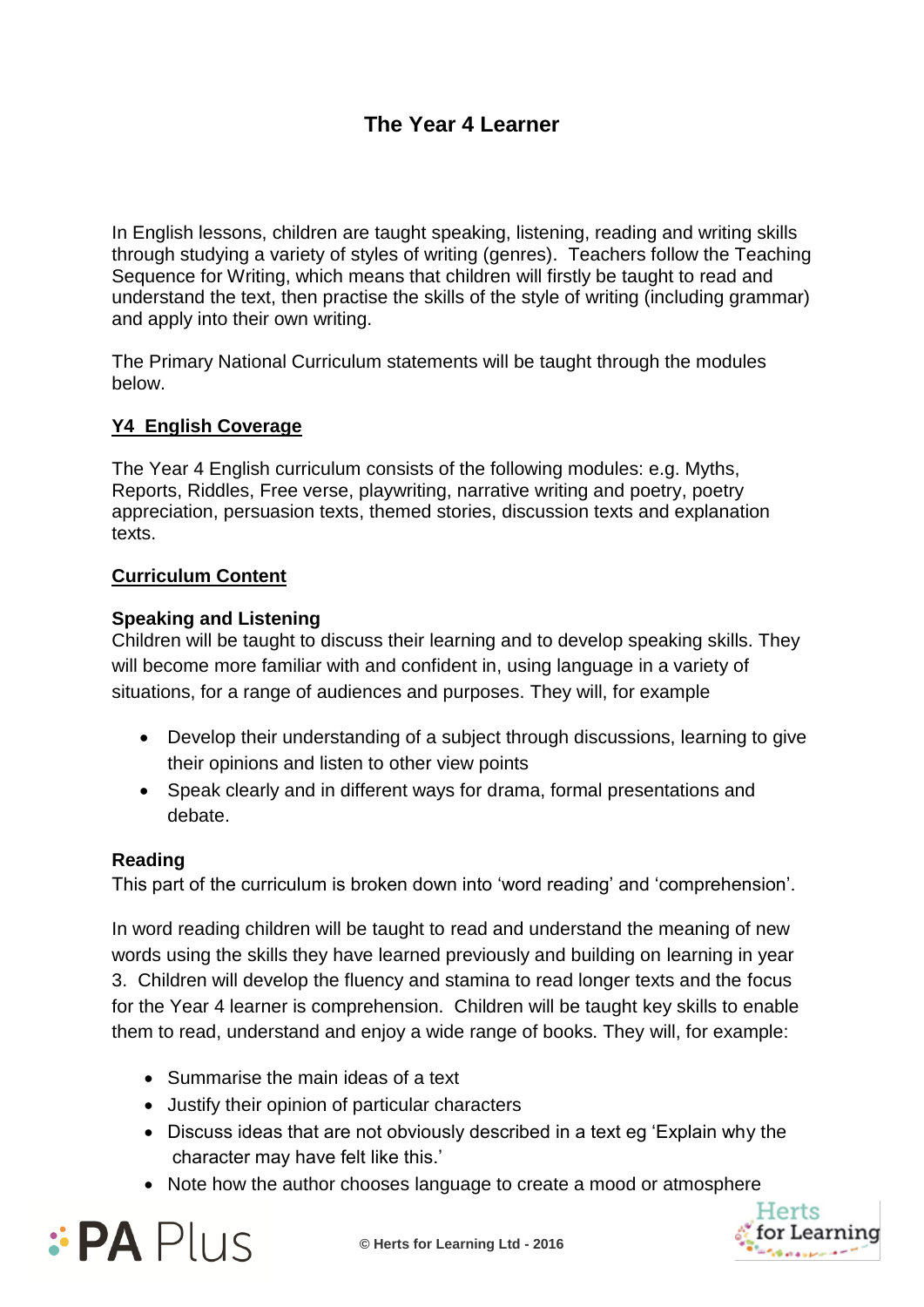# The Year 4 Learner

In English lessons, children are taught speaking, listening, reading and writing skills through studying a variety of styles of writing (genres). Teachers follow the Teaching Sequence for Writing, which means that children will firstly be taught to read and understand the text, then practise the skills of the style of writing (including grammar) and apply into their own writing.

The Primary National Curriculum statements will be taught through the modules below.

## Y4 English Coverage

The Year 4 English curriculum consists of the following modules: e.g. Myths, Reports, Riddles, Free verse, playwriting, narrative writing and poetry, poetry appreciation, persuasion texts, themed stories, discussion texts and explanation texts.

## Curriculum Content

### Speaking and Listening

Children will be taught to discuss their learning and to develop speaking skills. They will become more familiar with and confident in, using language in a variety of situations, for a range of audiences and purposes. They will, for example

- Develop their understanding of a subject through discussions, learning to give their opinions and listen to other view points
- Speak clearly and in different ways for drama, formal presentations and debate.

### Reading

This part of the curriculum is broken down into 'word reading' and 'comprehension'.

In word reading children will be taught to read and understand the meaning of new words using the skills they have learned previously and building on learning in year 3. Children will develop the fluency and stamina to read longer texts and the focus for the Year 4 learner is comprehension. Children will be taught key skills to enable them to read, understand and enjoy a wide range of books. They will, for example:

- Summarise the main ideas of a text
- Justify their opinion of particular characters
- Discuss ideas that are not obviously described in a text eg 'Explain why the character may have felt like this.'
- Note how the author chooses language to create a mood or atmosphere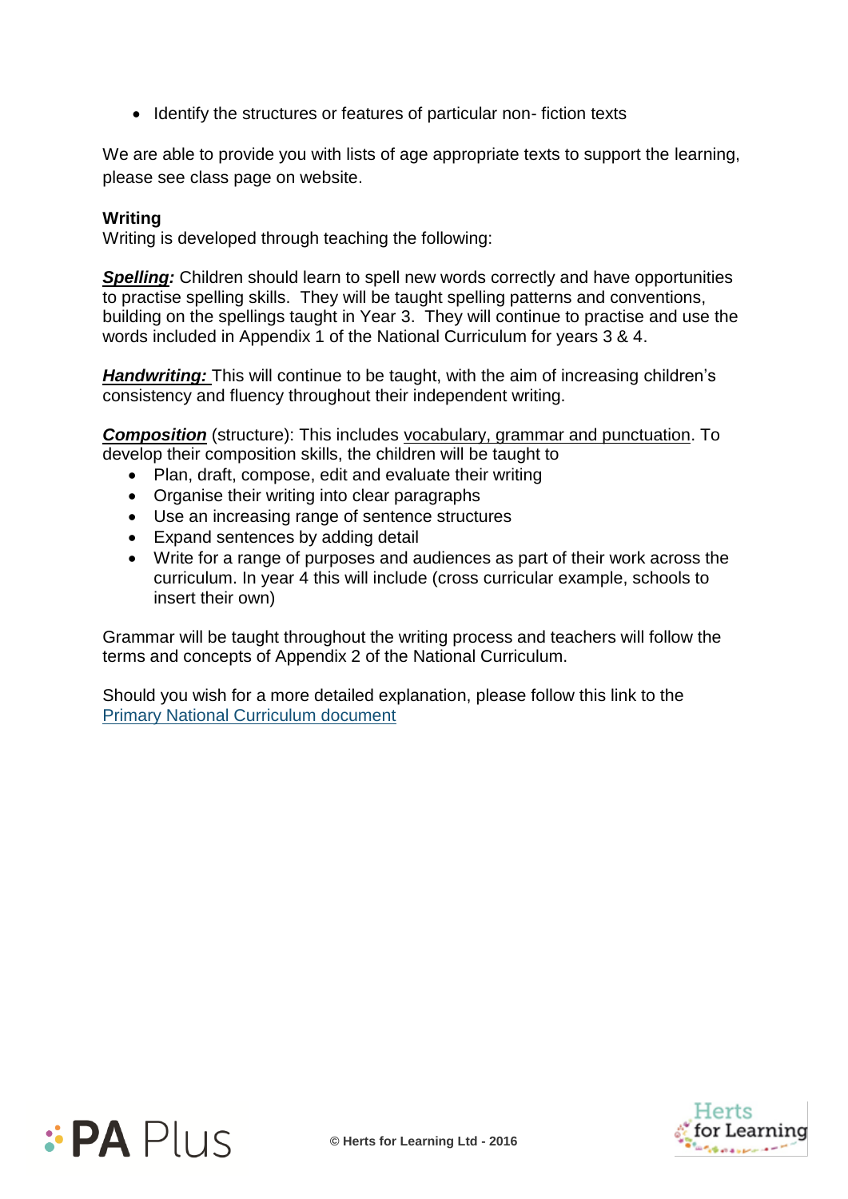- Identify the structures or features of particular non- fiction texts

We are able to provide you with lists of age appropriate texts to support the learning, please see class page on website.

**Writing**

Writing is developed through teaching the following:

***Spelling:*** Children should learn to spell new words correctly and have opportunities to practise spelling skills. They will be taught spelling patterns and conventions, building on the spellings taught in Year 3. They will continue to practise and use the words included in Appendix 1 of the National Curriculum for years 3 & 4.

***Handwriting:*** This will continue to be taught, with the aim of increasing children's consistency and fluency throughout their independent writing.

***Composition*** (structure): This includes vocabulary, grammar and punctuation. To develop their composition skills, the children will be taught to

- Plan, draft, compose, edit and evaluate their writing
- Organise their writing into clear paragraphs
- Use an increasing range of sentence structures
- Expand sentences by adding detail
- Write for a range of purposes and audiences as part of their work across the curriculum. In year 4 this will include (cross curricular example, schools to insert their own)

Grammar will be taught throughout the writing process and teachers will follow the terms and concepts of Appendix 2 of the National Curriculum.

Should you wish for a more detailed explanation, please follow this link to the [Primary National Curriculum document]()